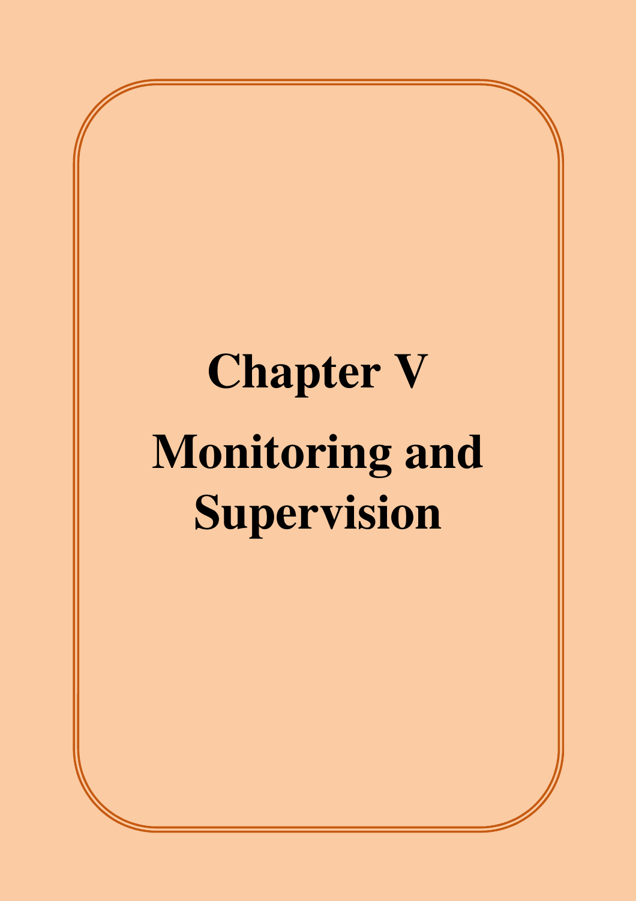# Chapter V

# Monitoring and Supervision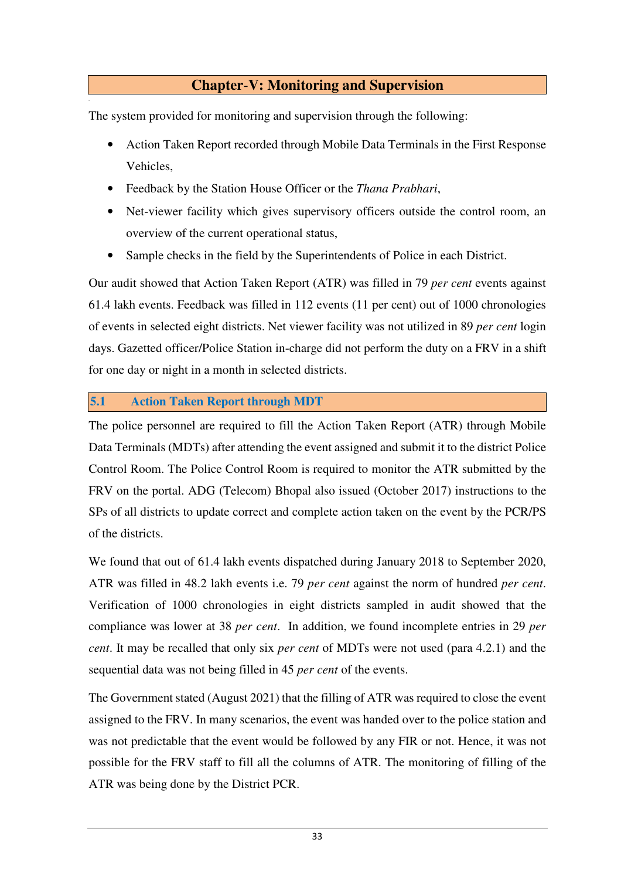# Chapter-V: Monitoring and Supervision

The system provided for monitoring and supervision through the following:

- Action Taken Report recorded through Mobile Data Terminals in the First Response Vehicles,
- Feedback by the Station House Officer or the *Thana Prabhari*,
- Net-viewer facility which gives supervisory officers outside the control room, an overview of the current operational status,
- Sample checks in the field by the Superintendents of Police in each District.

Our audit showed that Action Taken Report (ATR) was filled in 79 *per cent* events against 61.4 lakh events. Feedback was filled in 112 events (11 per cent) out of 1000 chronologies of events in selected eight districts. Net viewer facility was not utilized in 89 *per cent* login days. Gazetted officer/Police Station in-charge did not perform the duty on a FRV in a shift for one day or night in a month in selected districts.

## 5.1 Action Taken Report through MDT

The police personnel are required to fill the Action Taken Report (ATR) through Mobile Data Terminals (MDTs) after attending the event assigned and submit it to the district Police Control Room. The Police Control Room is required to monitor the ATR submitted by the FRV on the portal. ADG (Telecom) Bhopal also issued (October 2017) instructions to the SPs of all districts to update correct and complete action taken on the event by the PCR/PS of the districts.

We found that out of 61.4 lakh events dispatched during January 2018 to September 2020, ATR was filled in 48.2 lakh events i.e. 79 *per cent* against the norm of hundred *per cent*. Verification of 1000 chronologies in eight districts sampled in audit showed that the compliance was lower at 38 *per cent*. In addition, we found incomplete entries in 29 *per cent*. It may be recalled that only six *per cent* of MDTs were not used (para 4.2.1) and the sequential data was not being filled in 45 *per cent* of the events.

The Government stated (August 2021) that the filling of ATR was required to close the event assigned to the FRV. In many scenarios, the event was handed over to the police station and was not predictable that the event would be followed by any FIR or not. Hence, it was not possible for the FRV staff to fill all the columns of ATR. The monitoring of filling of the ATR was being done by the District PCR.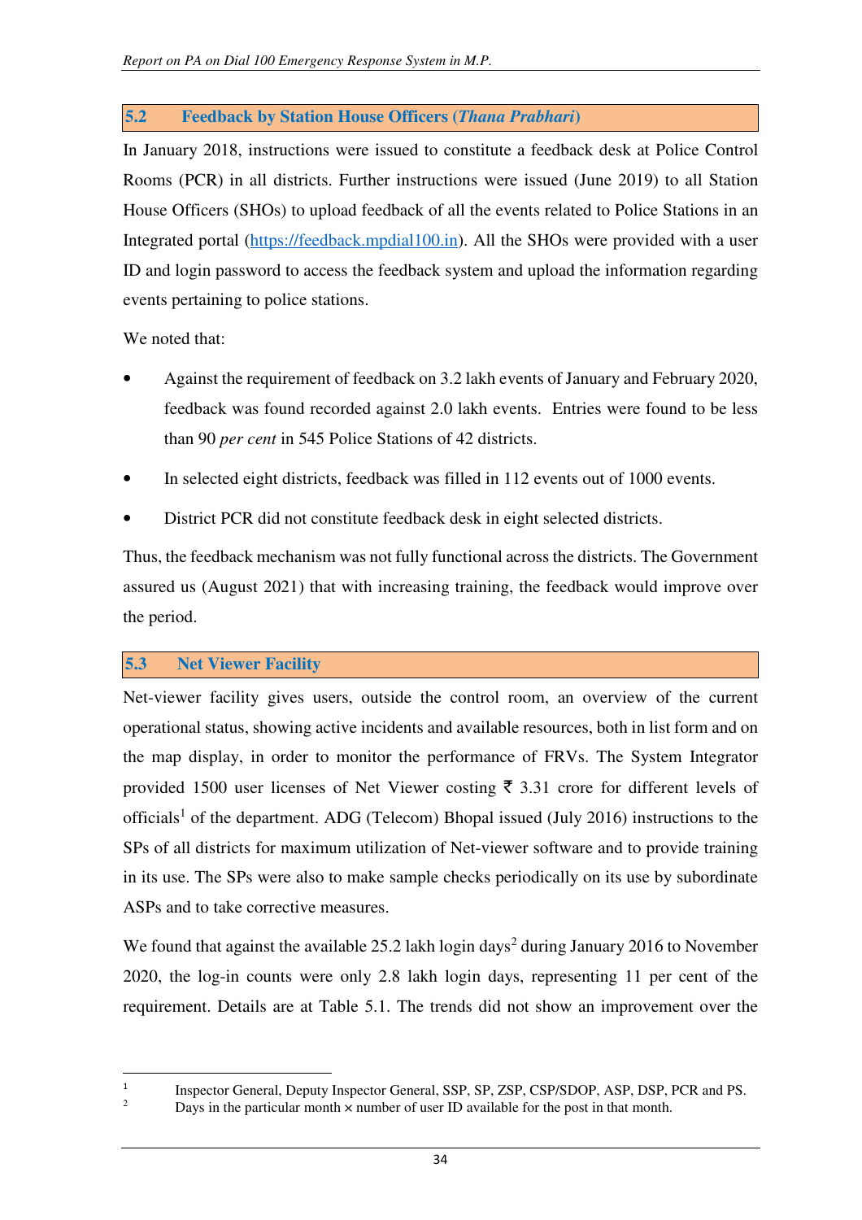## 5.2 Feedback by Station House Officers (*Thana Prabhari*)

In January 2018, instructions were issued to constitute a feedback desk at Police Control Rooms (PCR) in all districts. Further instructions were issued (June 2019) to all Station House Officers (SHOs) to upload feedback of all the events related to Police Stations in an Integrated portal (https://feedback.mpdial100.in). All the SHOs were provided with a user ID and login password to access the feedback system and upload the information regarding events pertaining to police stations.

We noted that:

- Against the requirement of feedback on 3.2 lakh events of January and February 2020, feedback was found recorded against 2.0 lakh events. Entries were found to be less than 90 *per cent* in 545 Police Stations of 42 districts.
- In selected eight districts, feedback was filled in 112 events out of 1000 events.
- District PCR did not constitute feedback desk in eight selected districts.

Thus, the feedback mechanism was not fully functional across the districts. The Government assured us (August 2021) that with increasing training, the feedback would improve over the period.

## 5.3 Net Viewer Facility

Net-viewer facility gives users, outside the control room, an overview of the current operational status, showing active incidents and available resources, both in list form and on the map display, in order to monitor the performance of FRVs. The System Integrator provided 1500 user licenses of Net Viewer costing ₹ 3.31 crore for different levels of officials[1] of the department. ADG (Telecom) Bhopal issued (July 2016) instructions to the SPs of all districts for maximum utilization of Net-viewer software and to provide training in its use. The SPs were also to make sample checks periodically on its use by subordinate ASPs and to take corrective measures.

We found that against the available 25.2 lakh login days[2] during January 2016 to November 2020, the log-in counts were only 2.8 lakh login days, representing 11 per cent of the requirement. Details are at Table 5.1. The trends did not show an improvement over the

---

[1] Inspector General, Deputy Inspector General, SSP, SP, ZSP, CSP/SDOP, ASP, DSP, PCR and PS.

[2] Days in the particular month × number of user ID available for the post in that month.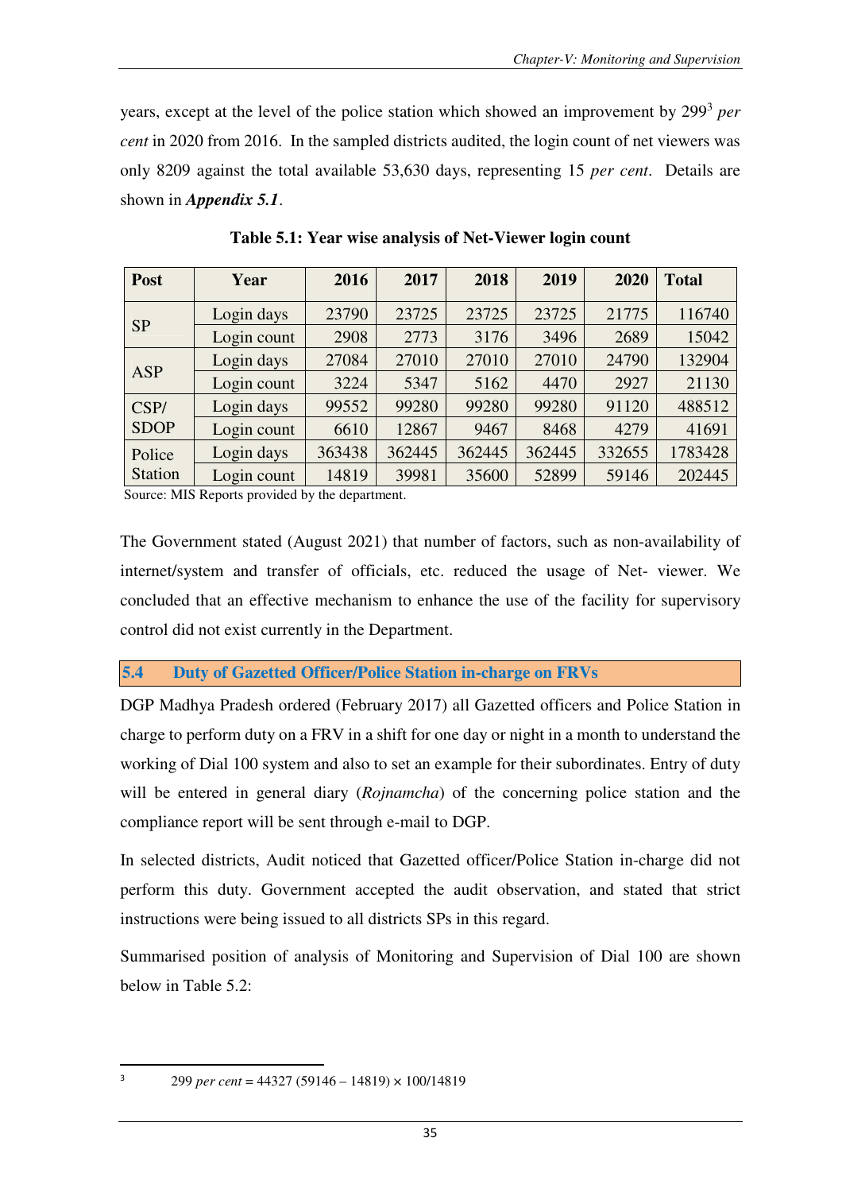years, except at the level of the police station which showed an improvement by 299[3] *per cent* in 2020 from 2016. In the sampled districts audited, the login count of net viewers was only 8209 against the total available 53,630 days, representing 15 *per cent*. Details are shown in ***Appendix 5.1***.

**Table 5.1: Year wise analysis of Net-Viewer login count**

| Post | Year | 2016 | 2017 | 2018 | 2019 | 2020 | Total |
|---|---|---|---|---|---|---|---|
| SP | Login days | 23790 | 23725 | 23725 | 23725 | 21775 | 116740 |
| | Login count | 2908 | 2773 | 3176 | 3496 | 2689 | 15042 |
| ASP | Login days | 27084 | 27010 | 27010 | 27010 | 24790 | 132904 |
| | Login count | 3224 | 5347 | 5162 | 4470 | 2927 | 21130 |
| CSP/ SDOP | Login days | 99552 | 99280 | 99280 | 99280 | 91120 | 488512 |
| | Login count | 6610 | 12867 | 9467 | 8468 | 4279 | 41691 |
| Police Station | Login days | 363438 | 362445 | 362445 | 362445 | 332655 | 1783428 |
| | Login count | 14819 | 39981 | 35600 | 52899 | 59146 | 202445 |

Source: MIS Reports provided by the department.

The Government stated (August 2021) that number of factors, such as non-availability of internet/system and transfer of officials, etc. reduced the usage of Net- viewer. We concluded that an effective mechanism to enhance the use of the facility for supervisory control did not exist currently in the Department.

## 5.4 Duty of Gazetted Officer/Police Station in-charge on FRVs

DGP Madhya Pradesh ordered (February 2017) all Gazetted officers and Police Station in charge to perform duty on a FRV in a shift for one day or night in a month to understand the working of Dial 100 system and also to set an example for their subordinates. Entry of duty will be entered in general diary (*Rojnamcha*) of the concerning police station and the compliance report will be sent through e-mail to DGP.

In selected districts, Audit noticed that Gazetted officer/Police Station in-charge did not perform this duty. Government accepted the audit observation, and stated that strict instructions were being issued to all districts SPs in this regard.

Summarised position of analysis of Monitoring and Supervision of Dial 100 are shown below in Table 5.2:

---

[3] 299 *per cent* = 44327 (59146 – 14819) × 100/14819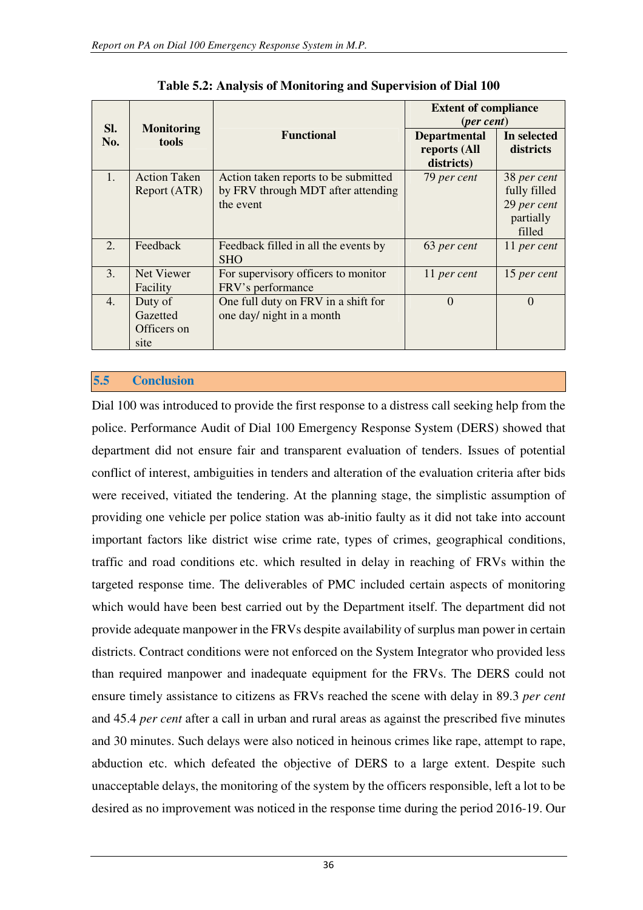**Table 5.2: Analysis of Monitoring and Supervision of Dial 100**

| Sl. No. | Monitoring tools | Functional | Extent of compliance (*per cent*) | |
|---|---|---|---|---|
| | | | Departmental reports (All districts) | In selected districts |
| 1. | Action Taken Report (ATR) | Action taken reports to be submitted by FRV through MDT after attending the event | 79 *per cent* | 38 *per cent* fully filled 29 *per cent* partially filled |
| 2. | Feedback | Feedback filled in all the events by SHO | 63 *per cent* | 11 *per cent* |
| 3. | Net Viewer Facility | For supervisory officers to monitor FRV's performance | 11 *per cent* | 15 *per cent* |
| 4. | Duty of Gazetted Officers on site | One full duty on FRV in a shift for one day/ night in a month | 0 | 0 |

## 5.5 Conclusion

Dial 100 was introduced to provide the first response to a distress call seeking help from the police. Performance Audit of Dial 100 Emergency Response System (DERS) showed that department did not ensure fair and transparent evaluation of tenders. Issues of potential conflict of interest, ambiguities in tenders and alteration of the evaluation criteria after bids were received, vitiated the tendering. At the planning stage, the simplistic assumption of providing one vehicle per police station was ab-initio faulty as it did not take into account important factors like district wise crime rate, types of crimes, geographical conditions, traffic and road conditions etc. which resulted in delay in reaching of FRVs within the targeted response time. The deliverables of PMC included certain aspects of monitoring which would have been best carried out by the Department itself. The department did not provide adequate manpower in the FRVs despite availability of surplus man power in certain districts. Contract conditions were not enforced on the System Integrator who provided less than required manpower and inadequate equipment for the FRVs. The DERS could not ensure timely assistance to citizens as FRVs reached the scene with delay in 89.3 *per cent* and 45.4 *per cent* after a call in urban and rural areas as against the prescribed five minutes and 30 minutes. Such delays were also noticed in heinous crimes like rape, attempt to rape, abduction etc. which defeated the objective of DERS to a large extent. Despite such unacceptable delays, the monitoring of the system by the officers responsible, left a lot to be desired as no improvement was noticed in the response time during the period 2016-19. Our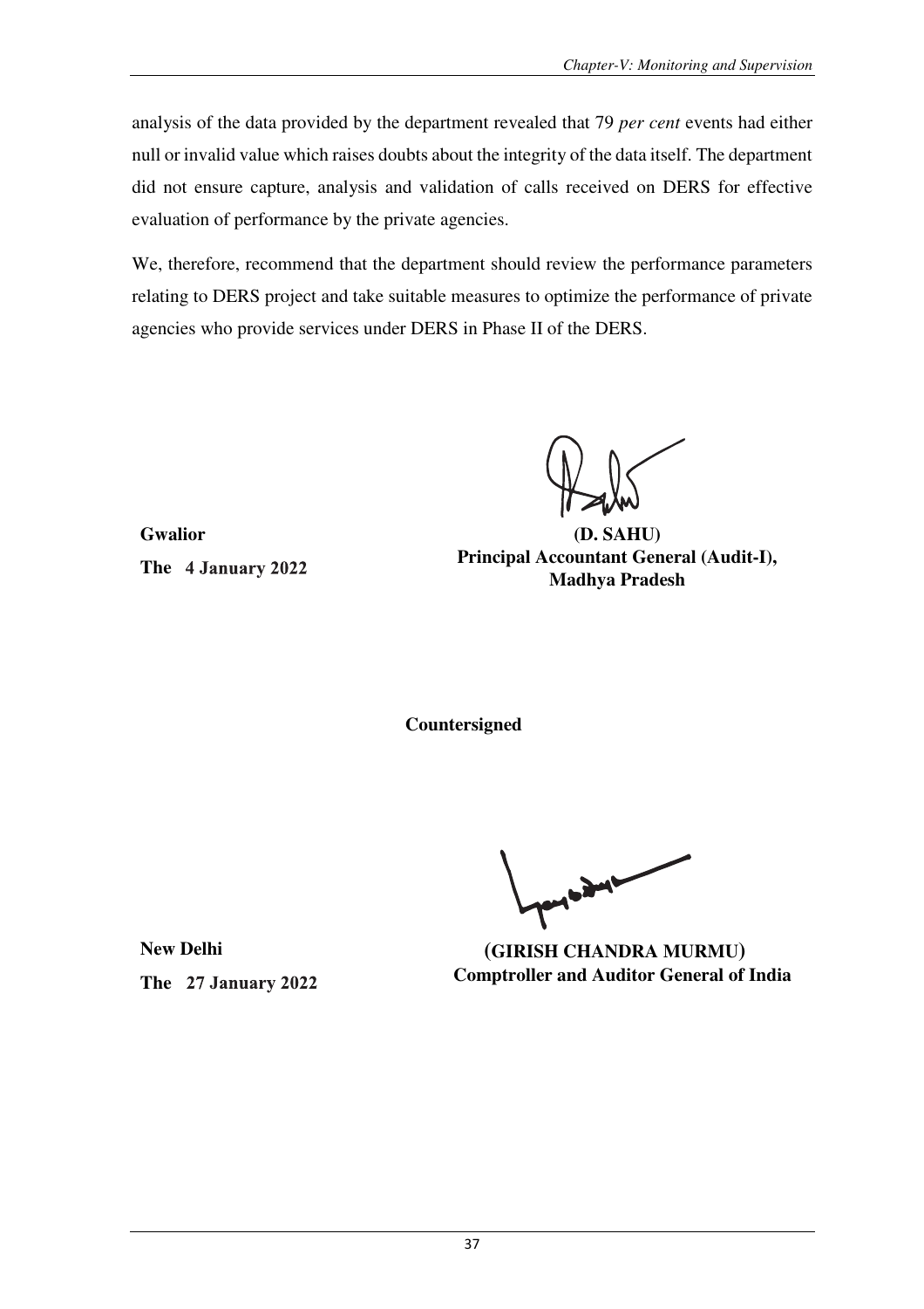analysis of the data provided by the department revealed that 79 *per cent* events had either null or invalid value which raises doubts about the integrity of the data itself. The department did not ensure capture, analysis and validation of calls received on DERS for effective evaluation of performance by the private agencies.

We, therefore, recommend that the department should review the performance parameters relating to DERS project and take suitable measures to optimize the performance of private agencies who provide services under DERS in Phase II of the DERS.

**Gwalior**
**The 4 January 2022**

**(D. SAHU)**
**Principal Accountant General (Audit-I), Madhya Pradesh**

**Countersigned**

**New Delhi**
**The 27 January 2022**

**(GIRISH CHANDRA MURMU)**
**Comptroller and Auditor General of India**